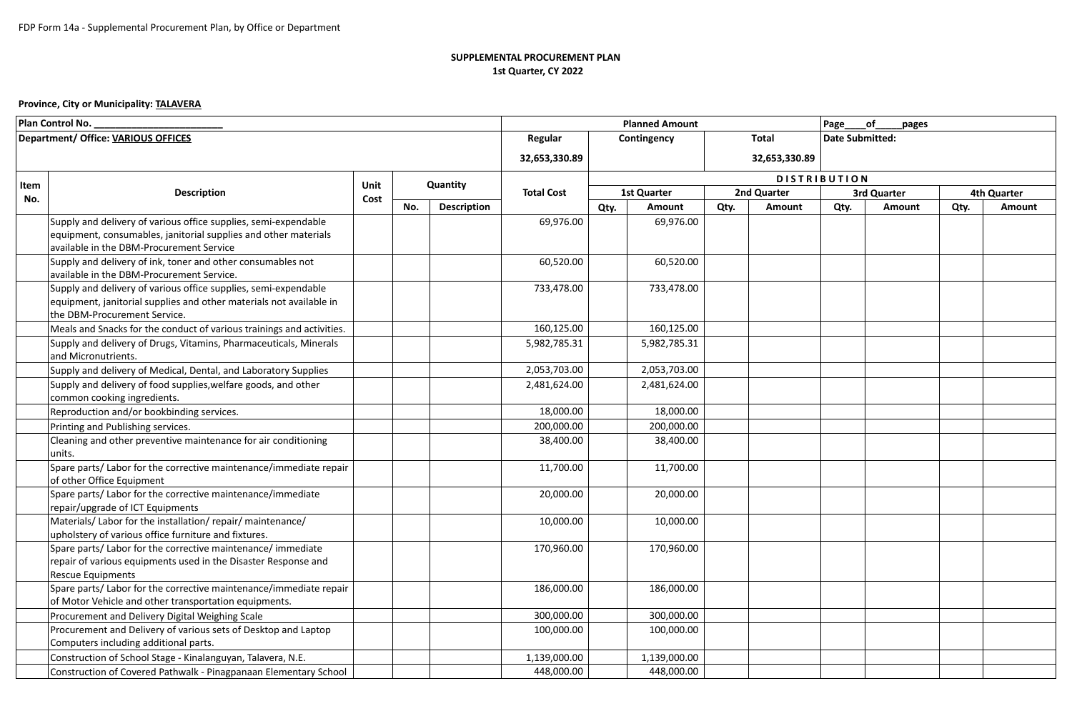FDP Form 14a - Supplemental Procurement Plan, by Office or Department

**SUPPLEMENTAL PROCUREMENT PLAN**
**1st Quarter, CY 2022**

**Province, City or Municipality: TALAVERA**

| Plan Control No. ________________________ | | | | | Planned Amount | | | | | Page____of_____pages | | | |
|---|---|---|---|---|---|---|---|---|---|---|---|---|---|
| **Department/ Office: VARIOUS OFFICES** | | | | | Regular | Contingency | | Total | | Date Submitted: | | | |
| | | | | | 32,653,330.89 | | | 32,653,330.89 | | | | | |
| **Item No.** | **Description** | **Unit Cost** | **Quantity** | | **Total Cost** | **DISTRIBUTION** | | | | | | | |
| | | | | | | **1st Quarter** | | **2nd Quarter** | | **3rd Quarter** | | **4th Quarter** | |
| | | | **No.** | **Description** | | **Qty.** | **Amount** | **Qty.** | **Amount** | **Qty.** | **Amount** | **Qty.** | **Amount** |
| | Supply and delivery of various office supplies, semi-expendable equipment, consumables, janitorial supplies and other materials available in the DBM-Procurement Service | | | | 69,976.00 | | 69,976.00 | | | | | | |
| | Supply and delivery of ink, toner and other consumables not available in the DBM-Procurement Service. | | | | 60,520.00 | | 60,520.00 | | | | | | |
| | Supply and delivery of various office supplies, semi-expendable equipment, janitorial supplies and other materials not available in the DBM-Procurement Service. | | | | 733,478.00 | | 733,478.00 | | | | | | |
| | Meals and Snacks for the conduct of various trainings and activities. | | | | 160,125.00 | | 160,125.00 | | | | | | |
| | Supply and delivery of Drugs, Vitamins, Pharmaceuticals, Minerals and Micronutrients. | | | | 5,982,785.31 | | 5,982,785.31 | | | | | | |
| | Supply and delivery of Medical, Dental, and Laboratory Supplies | | | | 2,053,703.00 | | 2,053,703.00 | | | | | | |
| | Supply and delivery of food supplies,welfare goods, and other common cooking ingredients. | | | | 2,481,624.00 | | 2,481,624.00 | | | | | | |
| | Reproduction and/or bookbinding services. | | | | 18,000.00 | | 18,000.00 | | | | | | |
| | Printing and Publishing services. | | | | 200,000.00 | | 200,000.00 | | | | | | |
| | Cleaning and other preventive maintenance for air conditioning units. | | | | 38,400.00 | | 38,400.00 | | | | | | |
| | Spare parts/ Labor for the corrective maintenance/immediate repair of other Office Equipment | | | | 11,700.00 | | 11,700.00 | | | | | | |
| | Spare parts/ Labor for the corrective maintenance/immediate repair/upgrade of ICT Equipments | | | | 20,000.00 | | 20,000.00 | | | | | | |
| | Materials/ Labor for the installation/ repair/ maintenance/ upholstery of various office furniture and fixtures. | | | | 10,000.00 | | 10,000.00 | | | | | | |
| | Spare parts/ Labor for the corrective maintenance/ immediate repair of various equipments used in the Disaster Response and Rescue Equipments | | | | 170,960.00 | | 170,960.00 | | | | | | |
| | Spare parts/ Labor for the corrective maintenance/immediate repair of Motor Vehicle and other transportation equipments. | | | | 186,000.00 | | 186,000.00 | | | | | | |
| | Procurement and Delivery Digital Weighing Scale | | | | 300,000.00 | | 300,000.00 | | | | | | |
| | Procurement and Delivery of various sets of Desktop and Laptop Computers including additional parts. | | | | 100,000.00 | | 100,000.00 | | | | | | |
| | Construction of School Stage - Kinalanguyan, Talavera, N.E. | | | | 1,139,000.00 | | 1,139,000.00 | | | | | | |
| | Construction of Covered Pathwalk - Pinagpanaan Elementary School | | | | 448,000.00 | | 448,000.00 | | | | | | |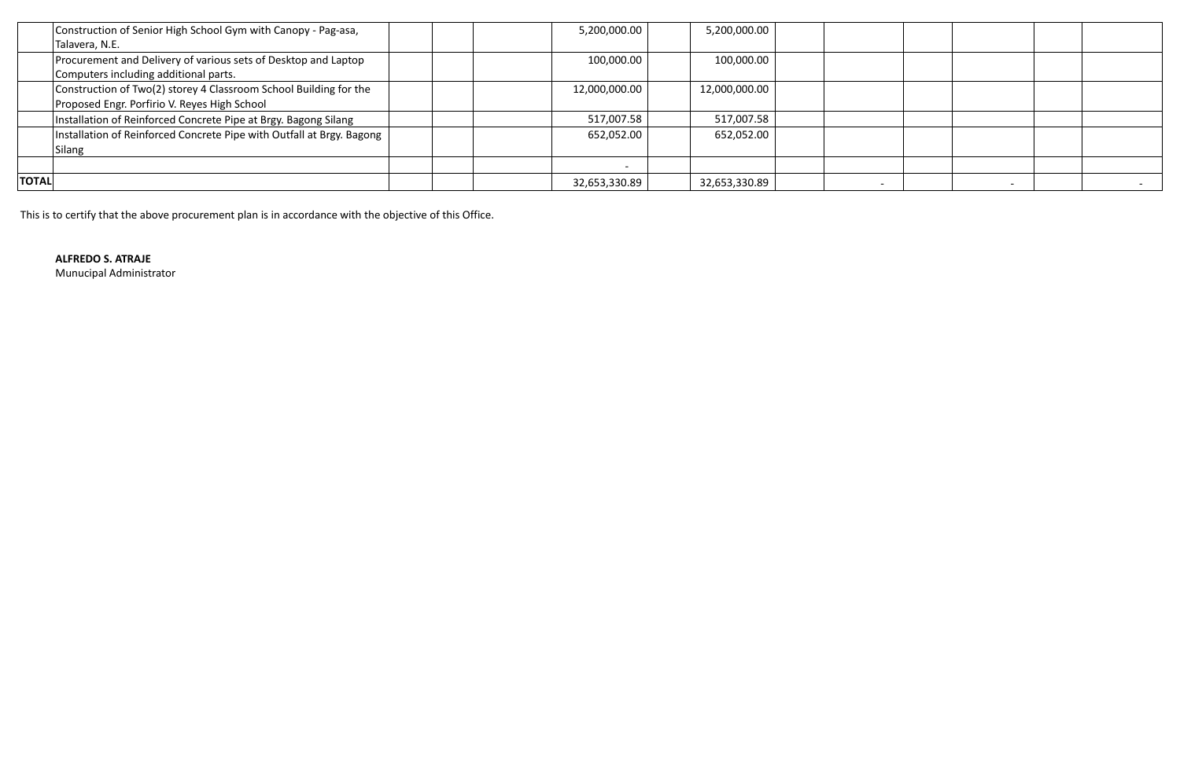| | | | | | | | | | | | | |
|---|---|---|---|---|---|---|---|---|---|---|---|---|
| | Construction of Senior High School Gym with Canopy - Pag-asa, Talavera, N.E. | | | 5,200,000.00 | | 5,200,000.00 | | | | | | |
| | Procurement and Delivery of various sets of Desktop and Laptop Computers including additional parts. | | | 100,000.00 | | 100,000.00 | | | | | | |
| | Construction of Two(2) storey 4 Classroom School Building for the Proposed Engr. Porfirio V. Reyes High School | | | 12,000,000.00 | | 12,000,000.00 | | | | | | |
| | Installation of Reinforced Concrete Pipe at Brgy. Bagong Silang | | | 517,007.58 | | 517,007.58 | | | | | | |
| | Installation of Reinforced Concrete Pipe with Outfall at Brgy. Bagong Silang | | | 652,052.00 | | 652,052.00 | | | | | | |
| | | | | - | | | | | | | | |
| **TOTAL** | | | | 32,653,330.89 | | 32,653,330.89 | | - | | - | | - |

This is to certify that the above procurement plan is in accordance with the objective of this Office.

**ALFREDO S. ATRAJE**
Munucipal Administrator